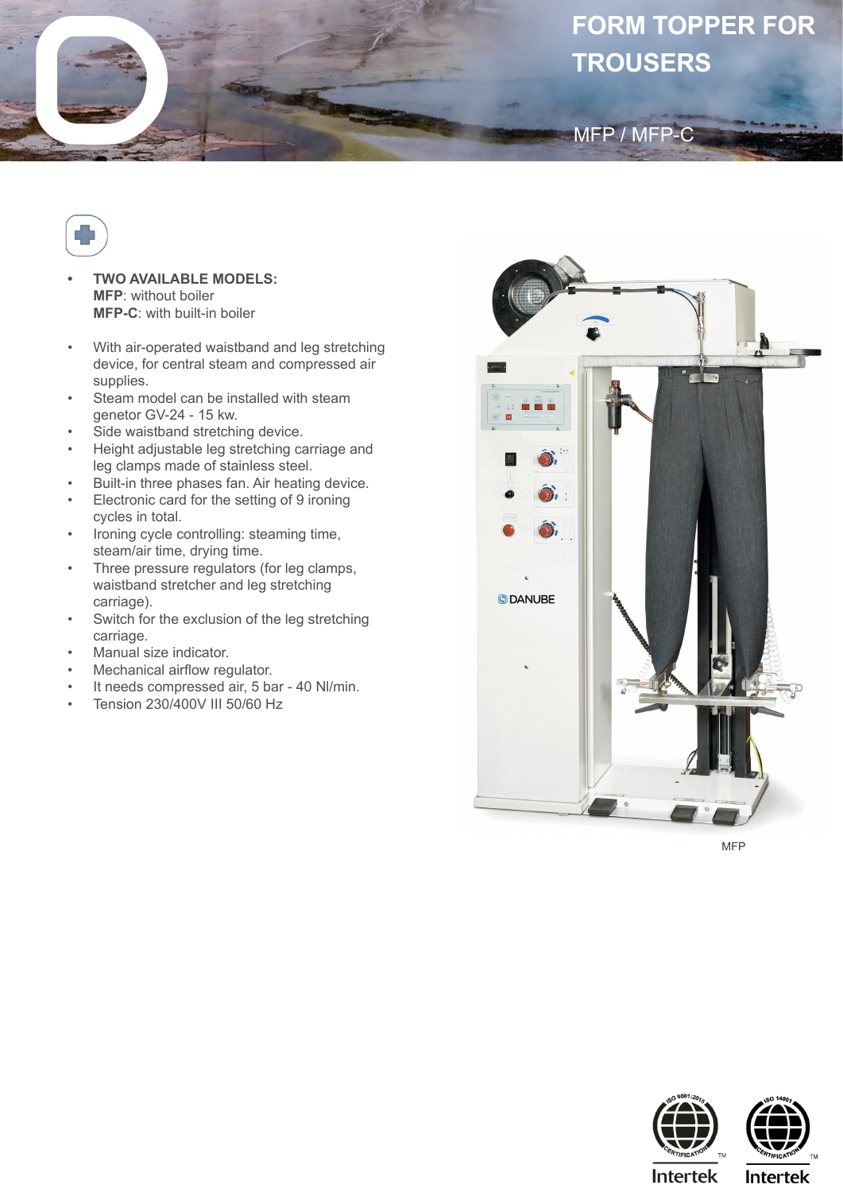# FORM TOPPER FOR TROUSERS

## MFP / MFP-C

- **TWO AVAILABLE MODELS:**
  **MFP**: without boiler
  **MFP-C**: with built-in boiler

- With air-operated waistband and leg stretching device, for central steam and compressed air supplies.
- Steam model can be installed with steam genetor GV-24 - 15 kw.
- Side waistband stretching device.
- Height adjustable leg stretching carriage and leg clamps made of stainless steel.
- Built-in three phases fan. Air heating device.
- Electronic card for the setting of 9 ironing cycles in total.
- Ironing cycle controlling: steaming time, steam/air time, drying time.
- Three pressure regulators (for leg clamps, waistband stretcher and leg stretching carriage).
- Switch for the exclusion of the leg stretching carriage.
- Manual size indicator.
- Mechanical airflow regulator.
- It needs compressed air, 5 bar - 40 Nl/min.
- Tension 230/400V III 50/60 Hz

MFP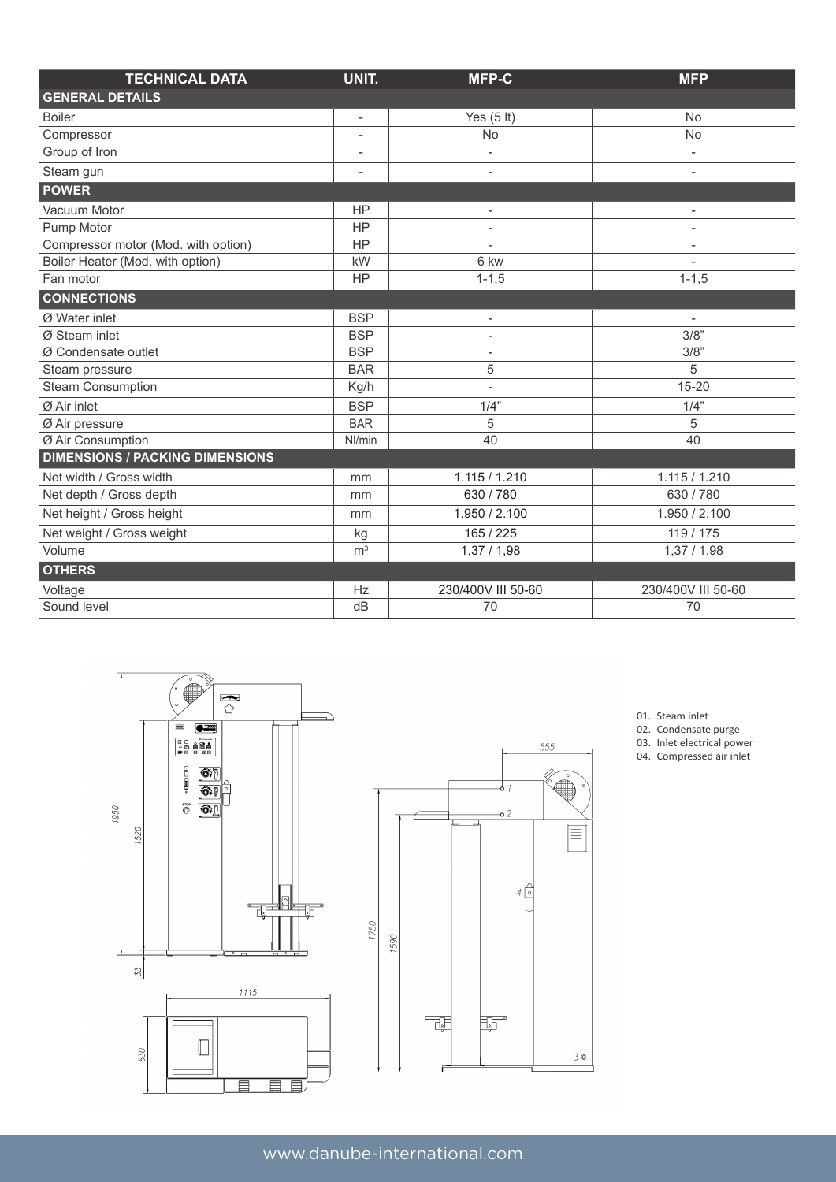| TECHNICAL DATA | UNIT. | MFP-C | MFP |
|---|---|---|---|
| **GENERAL DETAILS** | | | |
| Boiler | - | Yes (5 lt) | No |
| Compressor | - | No | No |
| Group of Iron | - | - | - |
| Steam gun | - | - | - |
| **POWER** | | | |
| Vacuum Motor | HP | - | - |
| Pump Motor | HP | - | - |
| Compressor motor (Mod. with option) | HP | - | - |
| Boiler Heater (Mod. with option) | kW | 6 kw | - |
| Fan motor | HP | 1-1,5 | 1-1,5 |
| **CONNECTIONS** | | | |
| Ø Water inlet | BSP | - | - |
| Ø Steam inlet | BSP | - | 3/8” |
| Ø Condensate outlet | BSP | - | 3/8” |
| Steam pressure | BAR | 5 | 5 |
| Steam Consumption | Kg/h | - | 15-20 |
| Ø Air inlet | BSP | 1/4” | 1/4” |
| Ø Air pressure | BAR | 5 | 5 |
| Ø Air Consumption | Nl/min | 40 | 40 |
| **DIMENSIONS / PACKING DIMENSIONS** | | | |
| Net width / Gross width | mm | 1.115 / 1.210 | 1.115 / 1.210 |
| Net depth / Gross depth | mm | 630 / 780 | 630 / 780 |
| Net height / Gross height | mm | 1.950 / 2.100 | 1.950 / 2.100 |
| Net weight / Gross weight | kg | 165 / 225 | 119 / 175 |
| Volume | $m^3$ | 1,37 / 1,98 | 1,37 / 1,98 |
| **OTHERS** | | | |
| Voltage | Hz | 230/400V III 50-60 | 230/400V III 50-60 |
| Sound level | dB | 70 | 70 |

1950
1520
33
1115
630
555
1750
1590

01. Steam inlet
02. Condensate purge
03. Inlet electrical power
04. Compressed air inlet